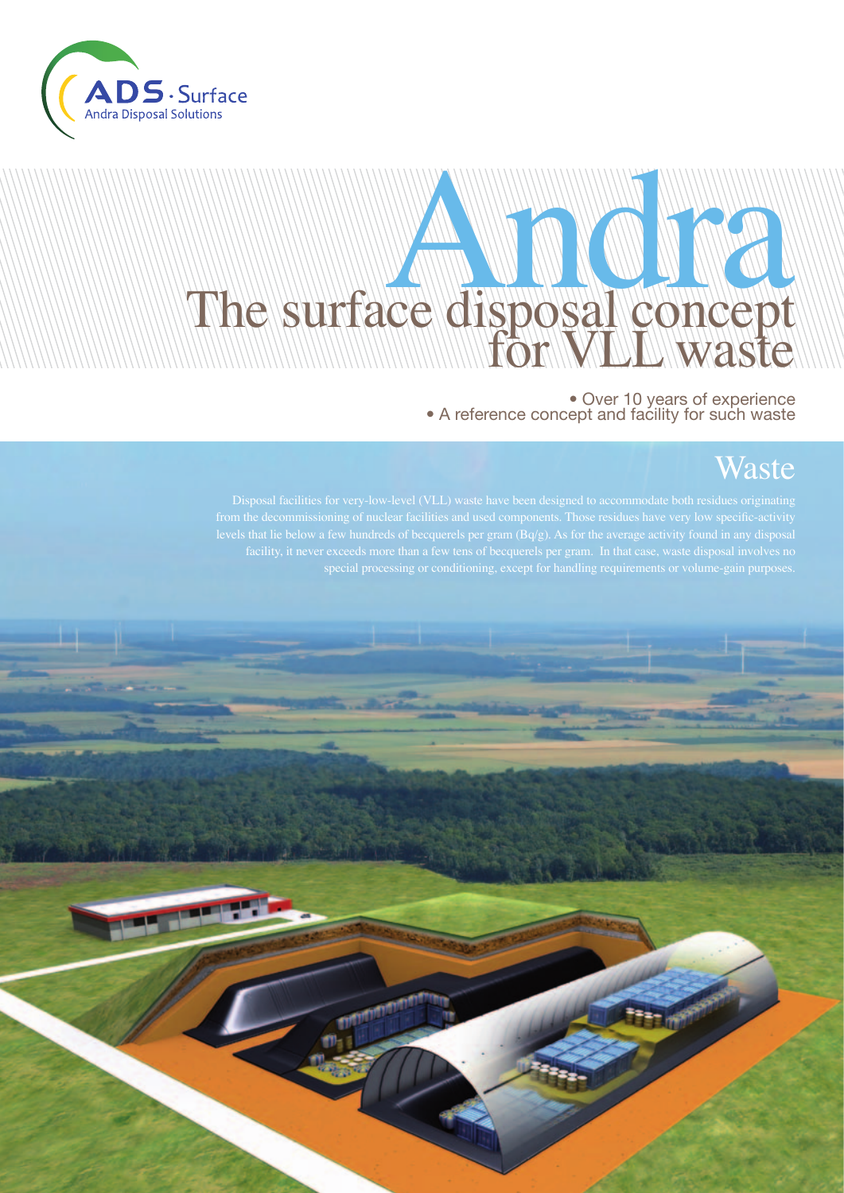ADS · Surface
Andra Disposal Solutions

# Andra
# The surface disposal concept for VLL waste

- Over 10 years of experience
- A reference concept and facility for such waste

## Waste

Disposal facilities for very-low-level (VLL) waste have been designed to accommodate both residues originating from the decommissioning of nuclear facilities and used components. Those residues have very low specific-activity levels that lie below a few hundreds of becquerels per gram (Bq/g). As for the average activity found in any disposal facility, it never exceeds more than a few tens of becquerels per gram. In that case, waste disposal involves no special processing or conditioning, except for handling requirements or volume-gain purposes.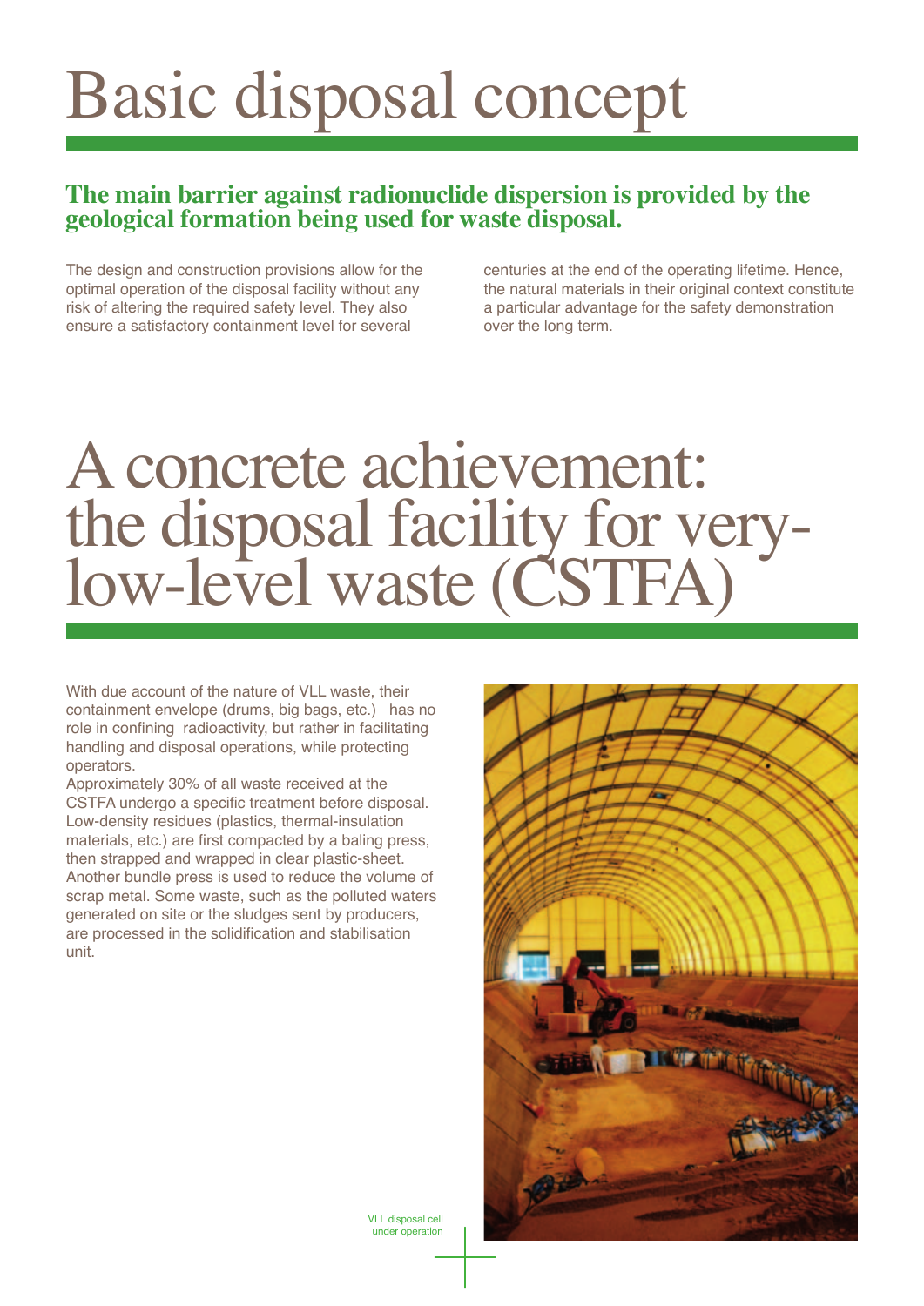# Basic disposal concept

**The main barrier against radionuclide dispersion is provided by the geological formation being used for waste disposal.**

The design and construction provisions allow for the optimal operation of the disposal facility without any risk of altering the required safety level. They also ensure a satisfactory containment level for several centuries at the end of the operating lifetime. Hence, the natural materials in their original context constitute a particular advantage for the safety demonstration over the long term.

# A concrete achievement: the disposal facility for very-low-level waste (CSTFA)

With due account of the nature of VLL waste, their containment envelope (drums, big bags, etc.) has no role in confining radioactivity, but rather in facilitating handling and disposal operations, while protecting operators.

Approximately 30% of all waste received at the CSTFA undergo a specific treatment before disposal. Low-density residues (plastics, thermal-insulation materials, etc.) are first compacted by a baling press, then strapped and wrapped in clear plastic-sheet. Another bundle press is used to reduce the volume of scrap metal. Some waste, such as the polluted waters generated on site or the sludges sent by producers, are processed in the solidification and stabilisation unit.

VLL disposal cell under operation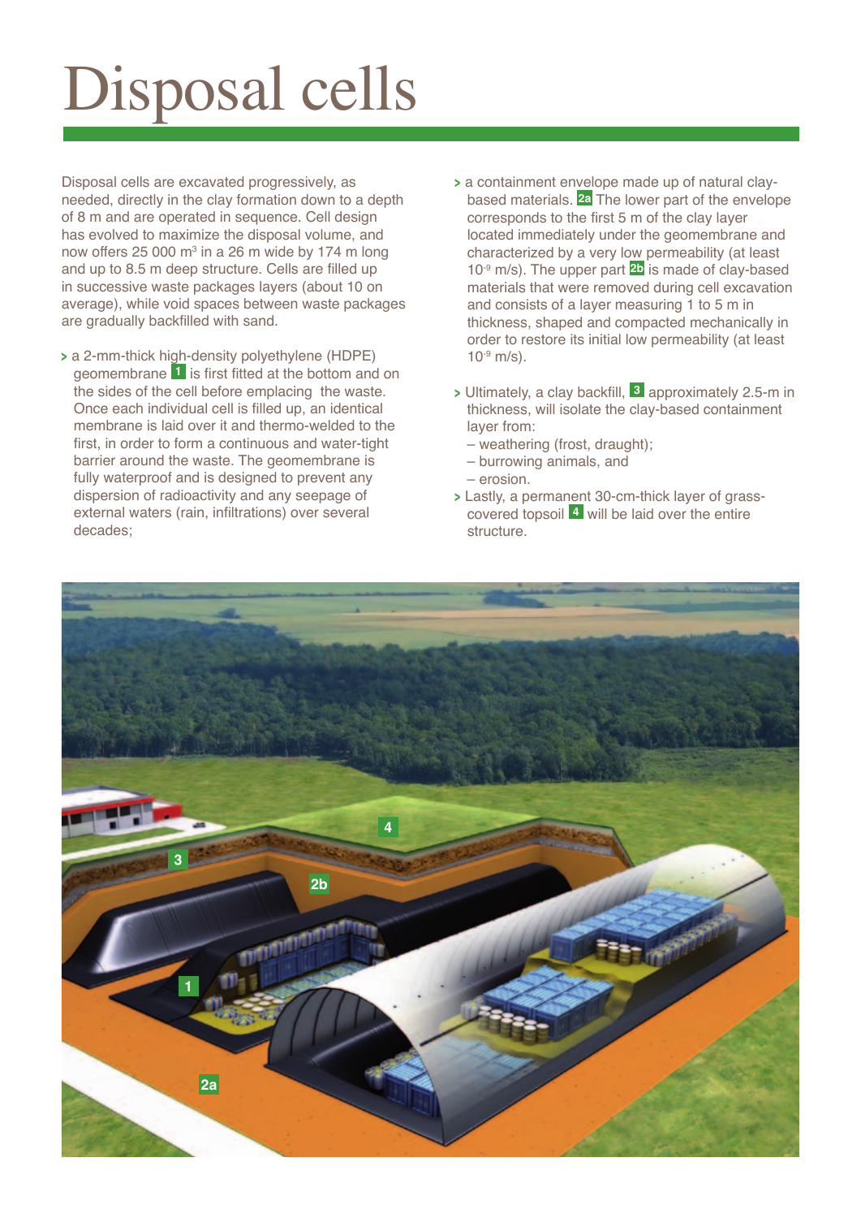# Disposal cells

Disposal cells are excavated progressively, as needed, directly in the clay formation down to a depth of 8 m and are operated in sequence. Cell design has evolved to maximize the disposal volume, and now offers 25 000 m$^3$ in a 26 m wide by 174 m long and up to 8.5 m deep structure. Cells are filled up in successive waste packages layers (about 10 on average), while void spaces between waste packages are gradually backfilled with sand.

- a 2-mm-thick high-density polyethylene (HDPE) geomembrane **1** is first fitted at the bottom and on the sides of the cell before emplacing the waste. Once each individual cell is filled up, an identical membrane is laid over it and thermo-welded to the first, in order to form a continuous and water-tight barrier around the waste. The geomembrane is fully waterproof and is designed to prevent any dispersion of radioactivity and any seepage of external waters (rain, infiltrations) over several decades;
- a containment envelope made up of natural clay-based materials. **2a** The lower part of the envelope corresponds to the first 5 m of the clay layer located immediately under the geomembrane and characterized by a very low permeability (at least $10^{-9}$ m/s). The upper part **2b** is made of clay-based materials that were removed during cell excavation and consists of a layer measuring 1 to 5 m in thickness, shaped and compacted mechanically in order to restore its initial low permeability (at least $10^{-9}$ m/s).
- Ultimately, a clay backfill, **3** approximately 2.5-m in thickness, will isolate the clay-based containment layer from:
  - weathering (frost, draught);
  - burrowing animals, and
  - erosion.
- Lastly, a permanent 30-cm-thick layer of grass-covered topsoil **4** will be laid over the entire structure.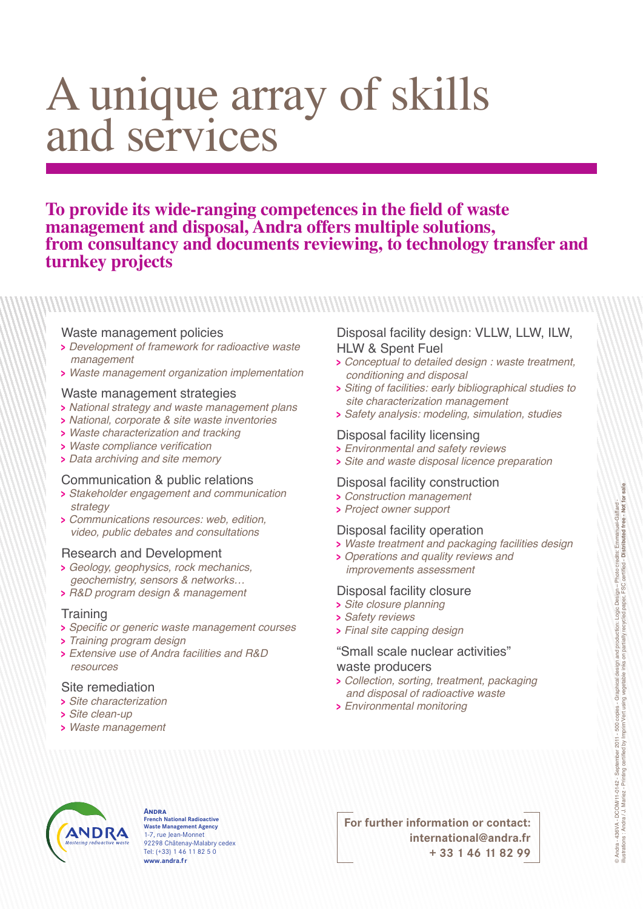# A unique array of skills and services

**To provide its wide-ranging competences in the field of waste management and disposal, Andra offers multiple solutions, from consultancy and documents reviewing, to technology transfer and turnkey projects**

### Waste management policies

- *Development of framework for radioactive waste management*
- *Waste management organization implementation*

### Waste management strategies

- *National strategy and waste management plans*
- *National, corporate & site waste inventories*
- *Waste characterization and tracking*
- *Waste compliance verification*
- *Data archiving and site memory*

### Communication & public relations

- *Stakeholder engagement and communication strategy*
- *Communications resources: web, edition, video, public debates and consultations*

### Research and Development

- *Geology, geophysics, rock mechanics, geochemistry, sensors & networks…*
- *R&D program design & management*

### Training

- *Specific or generic waste management courses*
- *Training program design*
- *Extensive use of Andra facilities and R&D resources*

### Site remediation

- *Site characterization*
- *Site clean-up*
- *Waste management*

### Disposal facility design: VLLW, LLW, ILW, HLW & Spent Fuel

- *Conceptual to detailed design : waste treatment, conditioning and disposal*
- *Siting of facilities: early bibliographical studies to site characterization management*
- *Safety analysis: modeling, simulation, studies*

### Disposal facility licensing

- *Environmental and safety reviews*
- *Site and waste disposal licence preparation*

### Disposal facility construction

- *Construction management*
- *Project owner support*

### Disposal facility operation

- *Waste treatment and packaging facilities design*
- *Operations and quality reviews and improvements assessment*

### Disposal facility closure

- *Site closure planning*
- *Safety reviews*
- *Final site capping design*

### "Small scale nuclear activities" waste producers

- *Collection, sorting, treatment, packaging and disposal of radioactive waste*
- *Environmental monitoring*

ANDRA
Mastering radioactive waste

**Andra**
**French National Radioactive Waste Management Agency**
1-7, rue Jean-Monnet
92298 Châtenay-Malabry cedex
Tel: (+33) 1 46 11 82 5 0
**www.andra.fr**

**For further information or contact:**
**international@andra.fr**
**+ 33 1 46 11 82 99**

© Andra - 436VA - DCOM/11-0142 - September 2011 - 500 copies - Graphical design and production: Logic Design – Photo credits: Emmanuel-Gaffard - Illustrations : Andra / J. Maniez - Printing certified by ImprimVert using vegetable inks on partially recycled paper, FSC certified - **Distributed free - Not for sale**